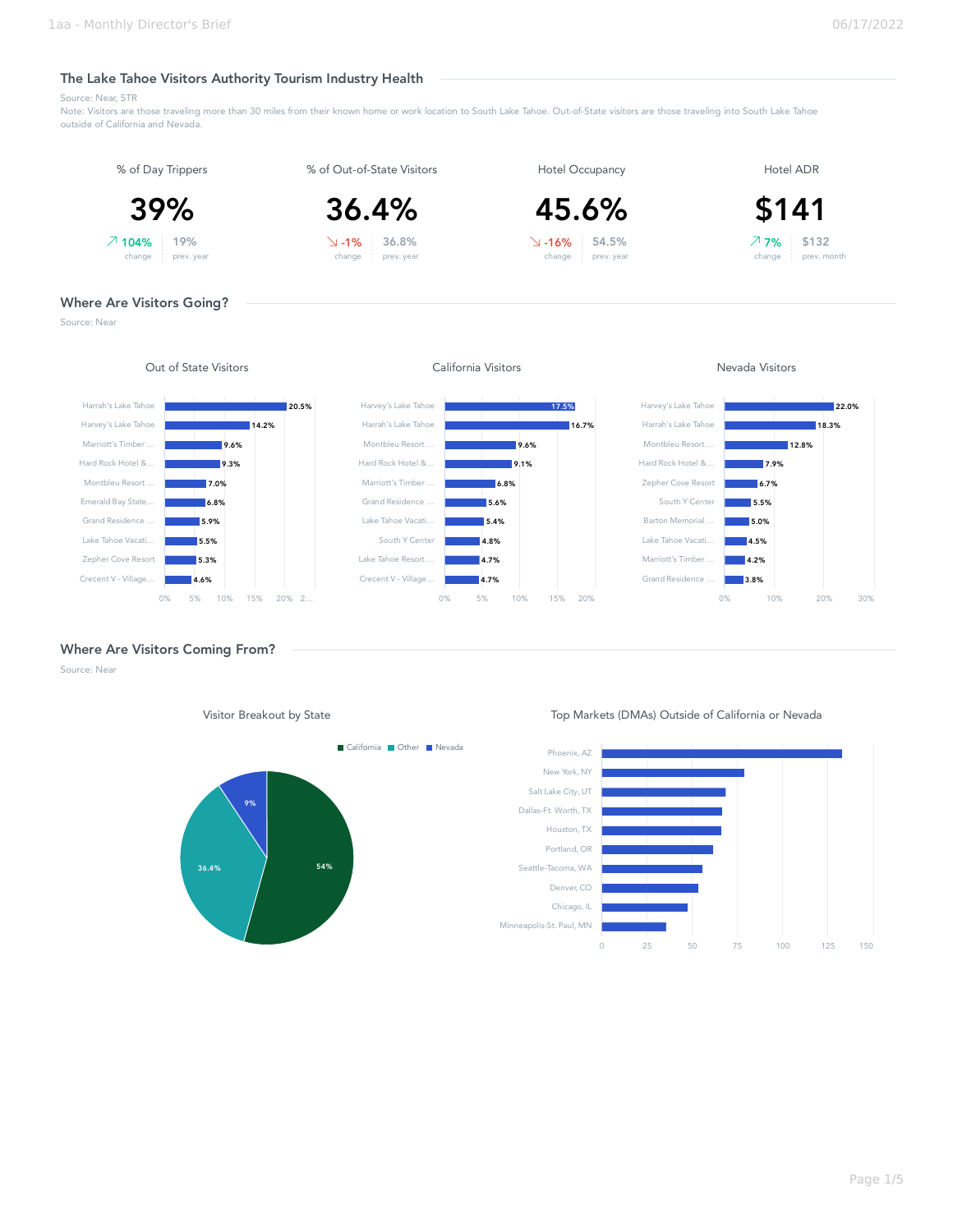## The Lake Tahoe Visitors Authority Tourism Industry Health

Source: Near, STR

Note: Visitors are those traveling more than 30 miles from their known home or work location to South Lake Tahoe. Out-of-State visitors are those traveling into South Lake Tahoe outside of California and Nevada.

| Metric | Value | Change | Comparison |
| --- | --- | --- | --- |
| % of Day Trippers | 39% | ↗ 104% | 19% prev. year |
| % of Out-of-State Visitors | 36.4% | ↘ -1% | 36.8% prev. year |
| Hotel Occupancy | 45.6% | ↘ -16% | 54.5% prev. year |
| Hotel ADR | $141 | ↗ 7% | $132 prev. month |

## Where Are Visitors Going?

Source: Near

### Out of State Visitors

| Location | % |
| --- | --- |
| Harrah's Lake Tahoe | 20.5% |
| Harvey's Lake Tahoe | 14.2% |
| Marriott's Timber ... | 9.6% |
| Hard Rock Hotel &... | 9.3% |
| Montbleu Resort ... | 7.0% |
| Emerald Bay State... | 6.8% |
| Grand Residence ... | 5.9% |
| Lake Tahoe Vacati... | 5.5% |
| Zepher Cove Resort | 5.3% |
| Crecent V - Village... | 4.6% |

### California Visitors

| Location | % |
| --- | --- |
| Harvey's Lake Tahoe | 17.5% |
| Harrah's Lake Tahoe | 16.7% |
| Montbleu Resort ... | 9.6% |
| Hard Rock Hotel &... | 9.1% |
| Marriott's Timber ... | 6.8% |
| Grand Residence ... | 5.6% |
| Lake Tahoe Vacati... | 5.4% |
| South Y Center | 4.8% |
| Lake Tahoe Resort ... | 4.7% |
| Crecent V - Village... | 4.7% |

### Nevada Visitors

| Location | % |
| --- | --- |
| Harvey's Lake Tahoe | 22.0% |
| Harrah's Lake Tahoe | 18.3% |
| Montbleu Resort ... | 12.8% |
| Hard Rock Hotel &... | 7.9% |
| Zepher Cove Resort | 6.7% |
| South Y Center | 5.5% |
| Barton Memorial ... | 5.0% |
| Lake Tahoe Vacati... | 4.5% |
| Marriott's Timber ... | 4.2% |
| Grand Residence ... | 3.8% |

## Where Are Visitors Coming From?

Source: Near

### Visitor Breakout by State

| State | % |
| --- | --- |
| California | 54% |
| Other | 36.4% |
| Nevada | 9% |

### Top Markets (DMAs) Outside of California or Nevada

- Phoenix, AZ
- New York, NY
- Salt Lake City, UT
- Dallas-Ft. Worth, TX
- Houston, TX
- Portland, OR
- Seattle-Tacoma, WA
- Denver, CO
- Chicago, IL
- Minneapolis-St. Paul, MN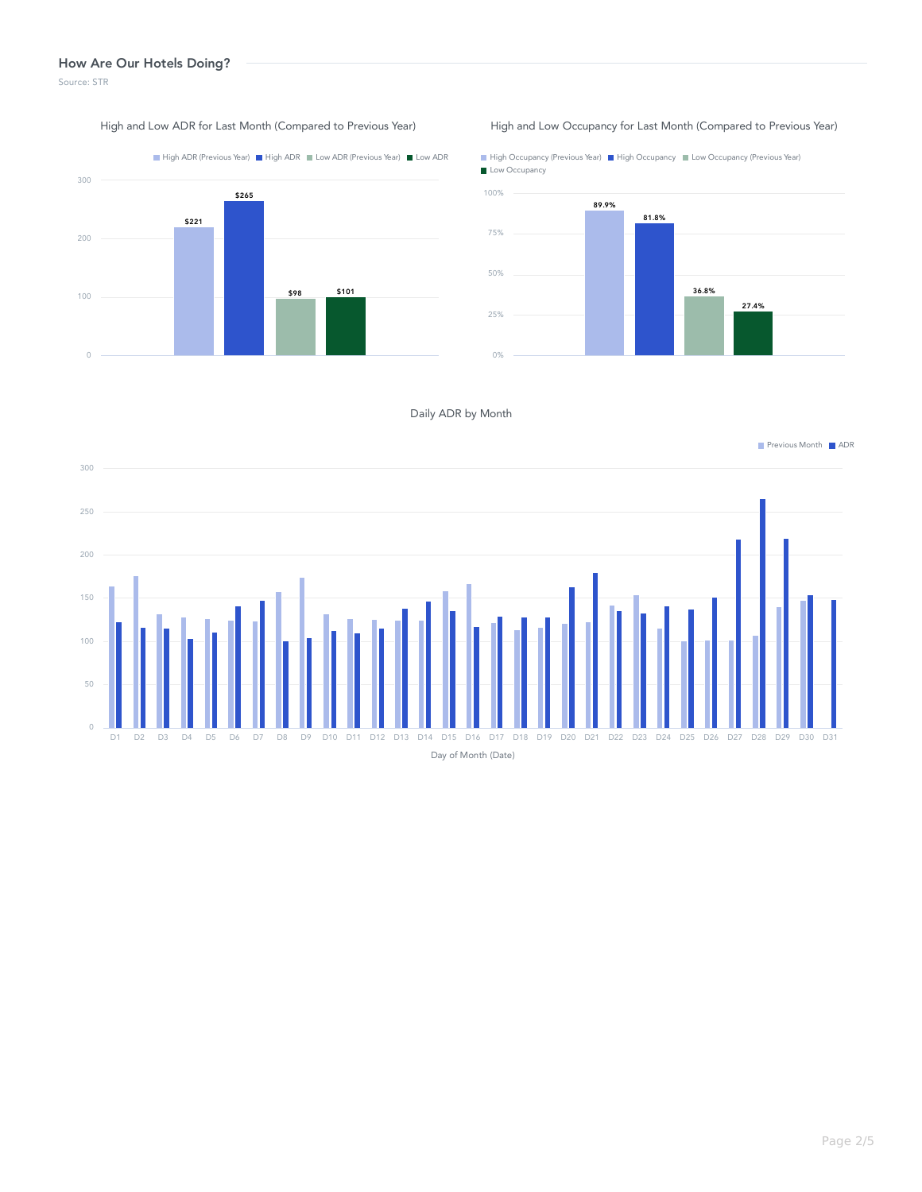## How Are Our Hotels Doing?

Source: STR

### High and Low ADR for Last Month (Compared to Previous Year)

| High ADR (Previous Year) | High ADR | Low ADR (Previous Year) | Low ADR |
| --- | --- | --- | --- |
| $221 | $265 | $98 | $101 |

### High and Low Occupancy for Last Month (Compared to Previous Year)

| High Occupancy (Previous Year) | High Occupancy | Low Occupancy (Previous Year) | Low Occupancy |
| --- | --- | --- | --- |
| 89.9% | 81.8% | 36.8% | 27.4% |

### Daily ADR by Month

Legend: Previous Month, ADR

Y-axis: 0, 50, 100, 150, 200, 250, 300

X-axis: D1, D2, D3, D4, D5, D6, D7, D8, D9, D10, D11, D12, D13, D14, D15, D16, D17, D18, D19, D20, D21, D22, D23, D24, D25, D26, D27, D28, D29, D30, D31

Day of Month (Date)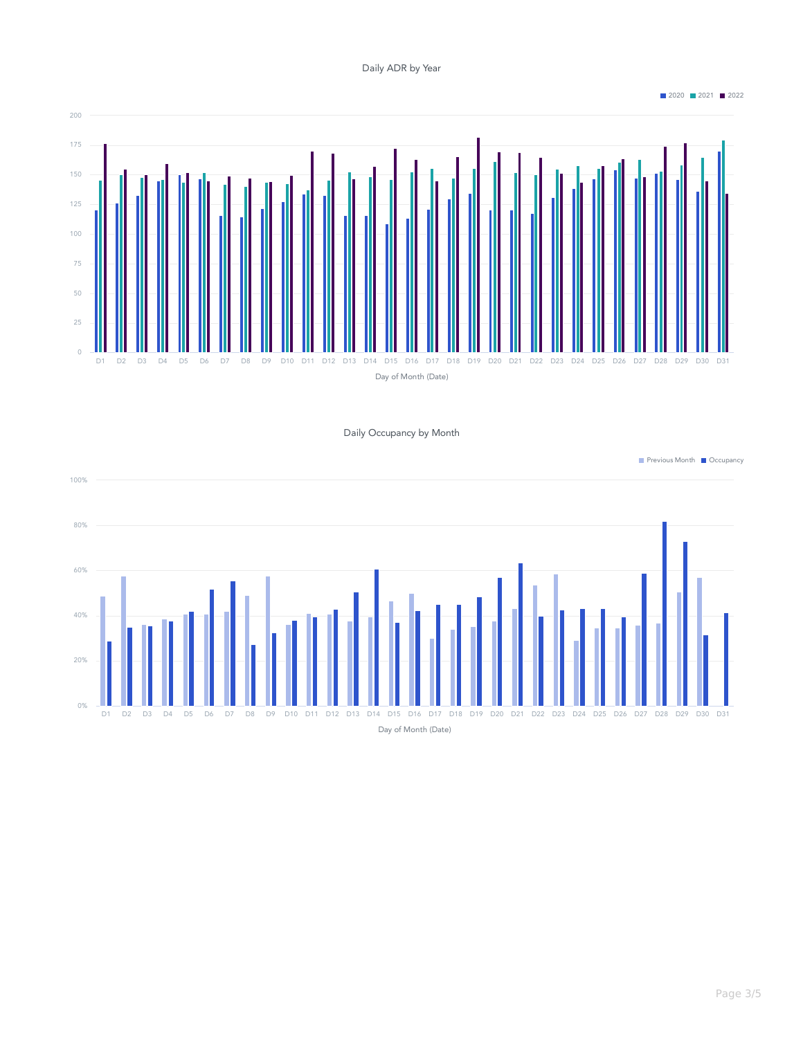## Daily ADR by Year

Legend: 2020, 2021, 2022

Y-axis: 0, 25, 50, 75, 100, 125, 150, 175, 200

X-axis: D1, D2, D3, D4, D5, D6, D7, D8, D9, D10, D11, D12, D13, D14, D15, D16, D17, D18, D19, D20, D21, D22, D23, D24, D25, D26, D27, D28, D29, D30, D31

Day of Month (Date)

## Daily Occupancy by Month

Legend: Previous Month, Occupancy

Y-axis: 0%, 20%, 40%, 60%, 80%, 100%

X-axis: D1, D2, D3, D4, D5, D6, D7, D8, D9, D10, D11, D12, D13, D14, D15, D16, D17, D18, D19, D20, D21, D22, D23, D24, D25, D26, D27, D28, D29, D30, D31

Day of Month (Date)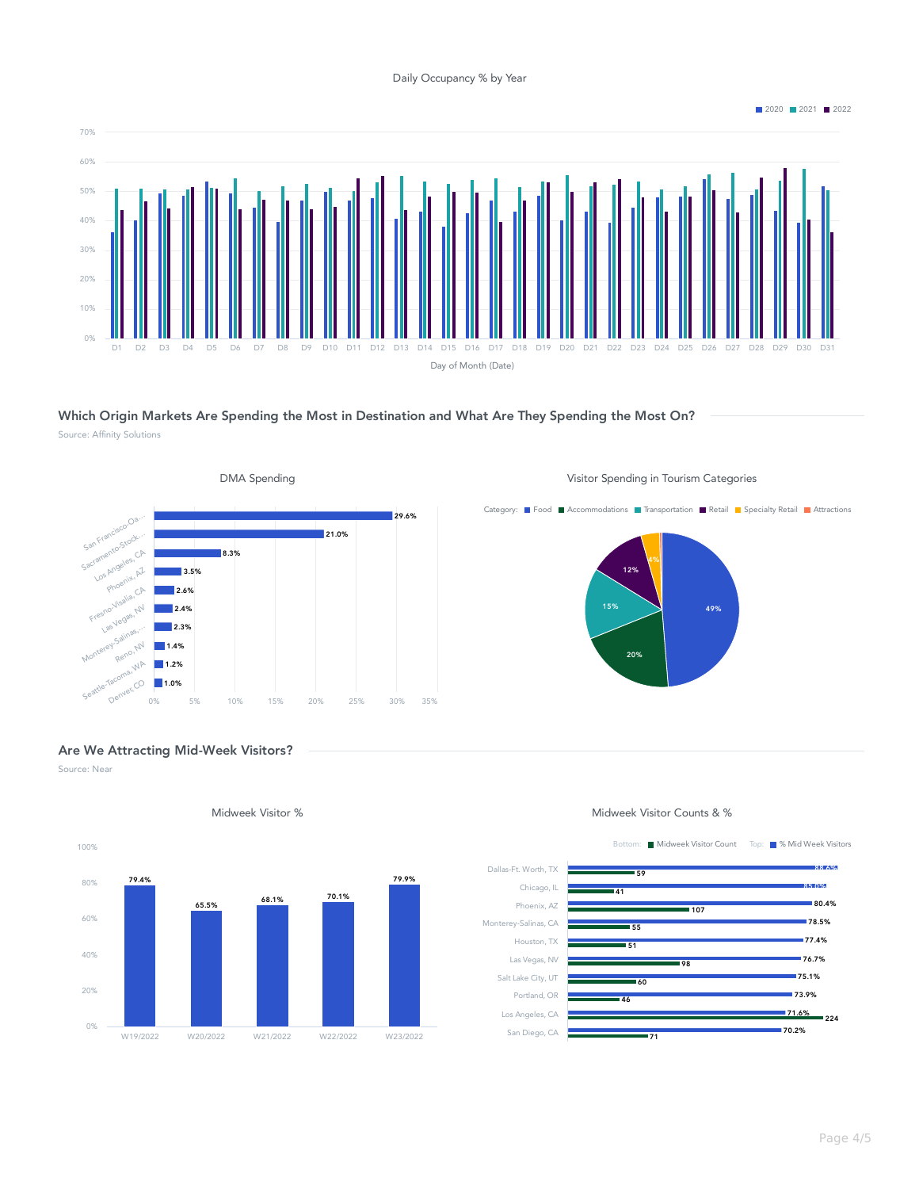Daily Occupancy % by Year

## Which Origin Markets Are Spending the Most in Destination and What Are They Spending the Most On?

Source: Affinity Solutions

DMA Spending

| DMA | Spending |
| --- | --- |
| San Francisco-Oa... | 29.6% |
| Sacramento-Stock... | 21.0% |
| Los Angeles, CA | 8.3% |
| Phoenix, AZ | 3.5% |
| Fresno-Visalia, CA | 2.6% |
| Las Vegas, NV | 2.4% |
| Monterey-Salinas,... | 2.3% |
| Reno, NV | 1.4% |
| Seattle-Tacoma, WA | 1.2% |
| Denver, CO | 1.0% |

Visitor Spending in Tourism Categories

| Category | % |
| --- | --- |
| Food | 49% |
| Accommodations | 20% |
| Transportation | 15% |
| Retail | 12% |
| Specialty Retail | 4% |
| Attractions | |

## Are We Attracting Mid-Week Visitors?

Source: Near

Midweek Visitor %

| Week | Midweek Visitor % |
| --- | --- |
| W19/2022 | 79.4% |
| W20/2022 | 65.5% |
| W21/2022 | 68.1% |
| W22/2022 | 70.1% |
| W23/2022 | 79.9% |

Midweek Visitor Counts & %

| Origin | % Mid Week Visitors | Midweek Visitor Count |
| --- | --- | --- |
| Dallas-Ft. Worth, TX | 88.6% | 59 |
| Chicago, IL | 85.0% | 41 |
| Phoenix, AZ | 80.4% | 107 |
| Monterey-Salinas, CA | 78.5% | 55 |
| Houston, TX | 77.4% | 51 |
| Las Vegas, NV | 76.7% | 98 |
| Salt Lake City, UT | 75.1% | 60 |
| Portland, OR | 73.9% | 46 |
| Los Angeles, CA | 71.6% | 224 |
| San Diego, CA | 70.2% | 71 |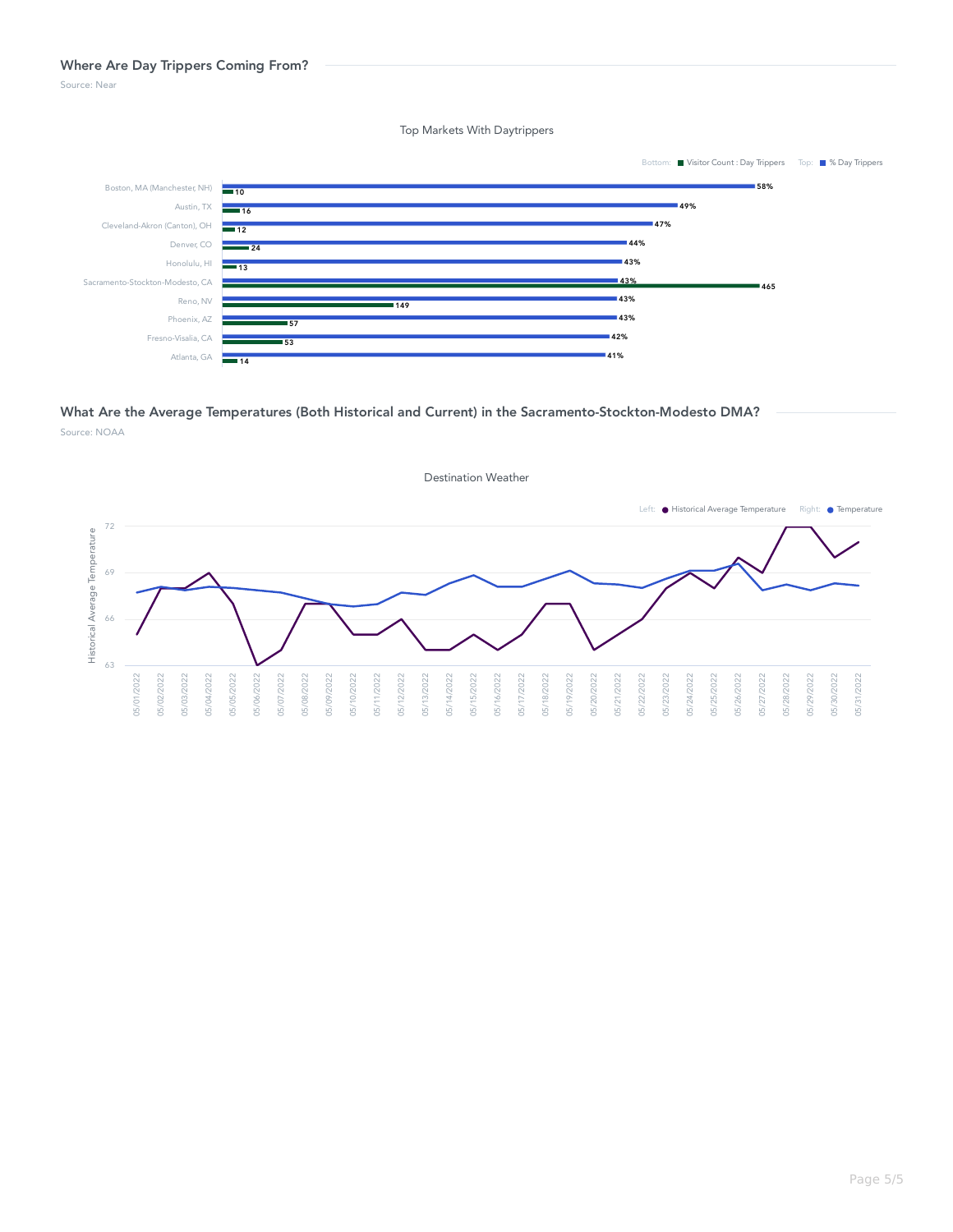## Where Are Day Trippers Coming From?

Source: Near

Top Markets With Daytrippers

Bottom: Visitor Count : Day Trippers Top: % Day Trippers

Boston, MA (Manchester, NH) 58% 10
Austin, TX 49% 16
Cleveland-Akron (Canton), OH 47% 12
Denver, CO 44% 24
Honolulu, HI 43% 13
Sacramento-Stockton-Modesto, CA 43% 465
Reno, NV 43% 149
Phoenix, AZ 43% 57
Fresno-Visalia, CA 42% 53
Atlanta, GA 41% 14

## What Are the Average Temperatures (Both Historical and Current) in the Sacramento-Stockton-Modesto DMA?

Source: NOAA

Destination Weather

Left: Historical Average Temperature Right: Temperature

Historical Average Temperature

72
69
66
63

05/01/2022 05/02/2022 05/03/2022 05/04/2022 05/05/2022 05/06/2022 05/07/2022 05/08/2022 05/09/2022 05/10/2022 05/11/2022 05/12/2022 05/13/2022 05/14/2022 05/15/2022 05/16/2022 05/17/2022 05/18/2022 05/19/2022 05/20/2022 05/21/2022 05/22/2022 05/23/2022 05/24/2022 05/25/2022 05/26/2022 05/27/2022 05/28/2022 05/29/2022 05/30/2022 05/31/2022